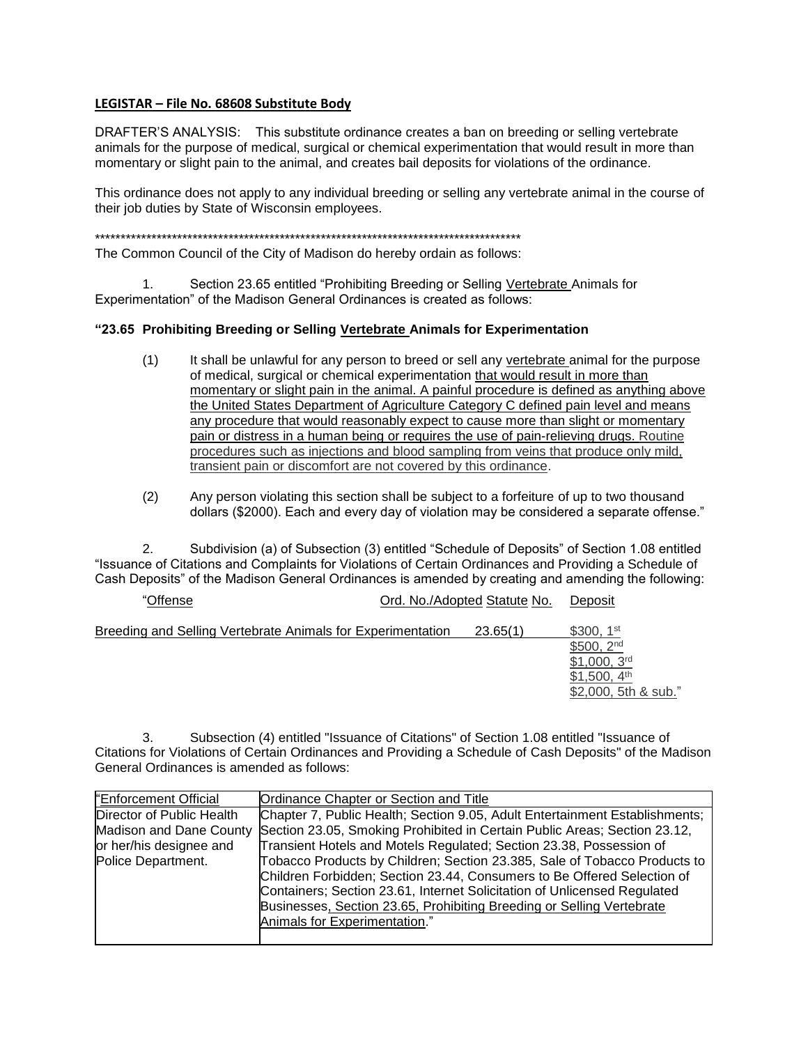**LEGISTAR – File No. 68608 Substitute Body**

DRAFTER'S ANALYSIS: This substitute ordinance creates a ban on breeding or selling vertebrate animals for the purpose of medical, surgical or chemical experimentation that would result in more than momentary or slight pain to the animal, and creates bail deposits for violations of the ordinance.

This ordinance does not apply to any individual breeding or selling any vertebrate animal in the course of their job duties by State of Wisconsin employees.

\*\*\*\*\*\*\*\*\*\*\*\*\*\*\*\*\*\*\*\*\*\*\*\*\*\*\*\*\*\*\*\*\*\*\*\*\*\*\*\*\*\*\*\*\*\*\*\*\*\*\*\*\*\*\*\*\*\*\*\*\*\*\*\*\*\*\*\*\*\*\*\*\*\*\*\*\*\*\*\*\*\*\*\*

The Common Council of the City of Madison do hereby ordain as follows:

1. Section 23.65 entitled "Prohibiting Breeding or Selling Vertebrate Animals for Experimentation" of the Madison General Ordinances is created as follows:

**"23.65 Prohibiting Breeding or Selling Vertebrate Animals for Experimentation**

(1) It shall be unlawful for any person to breed or sell any vertebrate animal for the purpose of medical, surgical or chemical experimentation that would result in more than momentary or slight pain in the animal. A painful procedure is defined as anything above the United States Department of Agriculture Category C defined pain level and means any procedure that would reasonably expect to cause more than slight or momentary pain or distress in a human being or requires the use of pain-relieving drugs. Routine procedures such as injections and blood sampling from veins that produce only mild, transient pain or discomfort are not covered by this ordinance.

(2) Any person violating this section shall be subject to a forfeiture of up to two thousand dollars ($2000). Each and every day of violation may be considered a separate offense."

2. Subdivision (a) of Subsection (3) entitled "Schedule of Deposits" of Section 1.08 entitled "Issuance of Citations and Complaints for Violations of Certain Ordinances and Providing a Schedule of Cash Deposits" of the Madison General Ordinances is amended by creating and amending the following:

| "Offense | Ord. No./Adopted Statute No. | Deposit |
|---|---|---|
| Breeding and Selling Vertebrate Animals for Experimentation | 23.65(1) | $300, 1st<br>$500, 2nd<br>$1,000, 3rd<br>$1,500, 4th<br>$2,000, 5th & sub." |

3. Subsection (4) entitled "Issuance of Citations" of Section 1.08 entitled "Issuance of Citations for Violations of Certain Ordinances and Providing a Schedule of Cash Deposits" of the Madison General Ordinances is amended as follows:

| "Enforcement Official | Ordinance Chapter or Section and Title |
|---|---|
| Director of Public Health Madison and Dane County or her/his designee and Police Department. | Chapter 7, Public Health; Section 9.05, Adult Entertainment Establishments; Section 23.05, Smoking Prohibited in Certain Public Areas; Section 23.12, Transient Hotels and Motels Regulated; Section 23.38, Possession of Tobacco Products by Children; Section 23.385, Sale of Tobacco Products to Children Forbidden; Section 23.44, Consumers to Be Offered Selection of Containers; Section 23.61, Internet Solicitation of Unlicensed Regulated Businesses, Section 23.65, Prohibiting Breeding or Selling Vertebrate Animals for Experimentation." |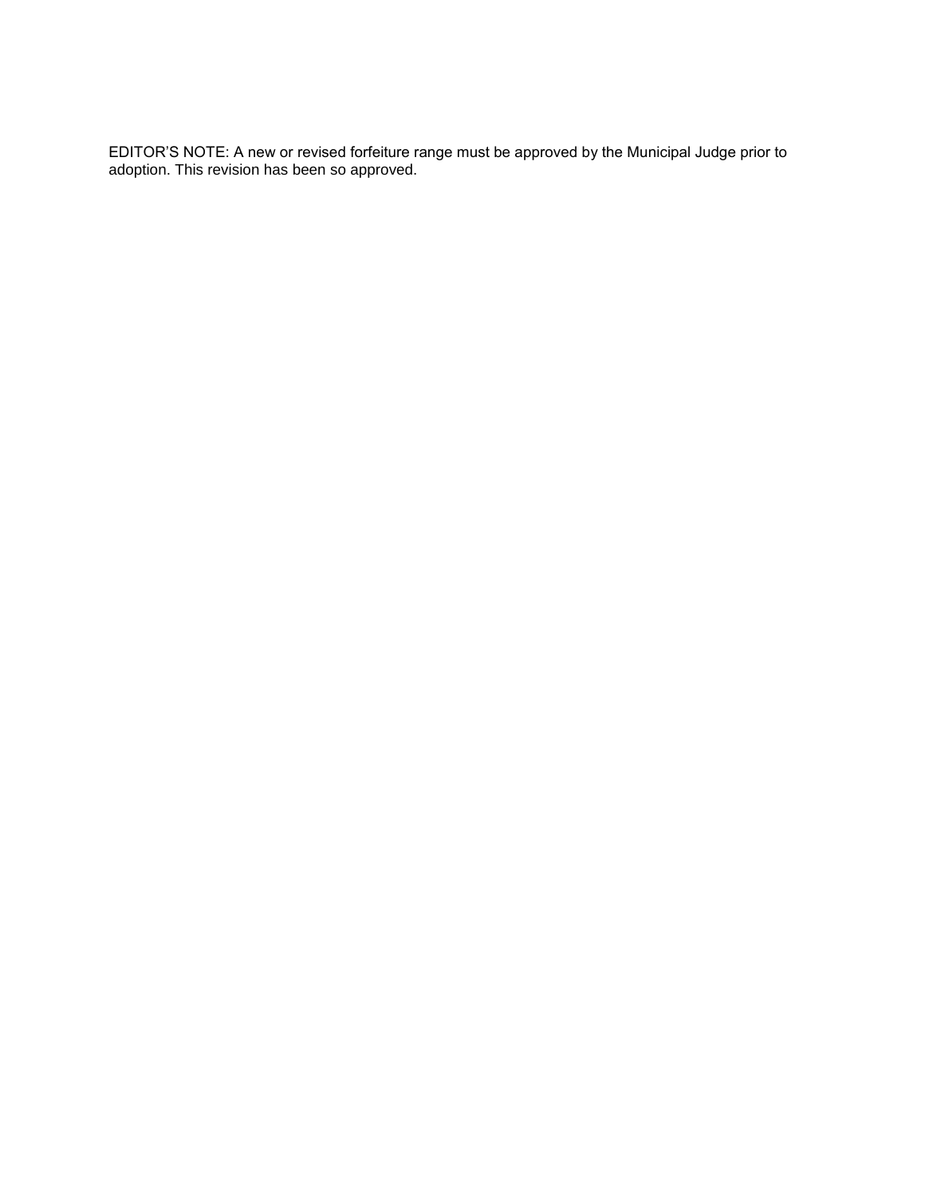EDITOR’S NOTE: A new or revised forfeiture range must be approved by the Municipal Judge prior to adoption. This revision has been so approved.